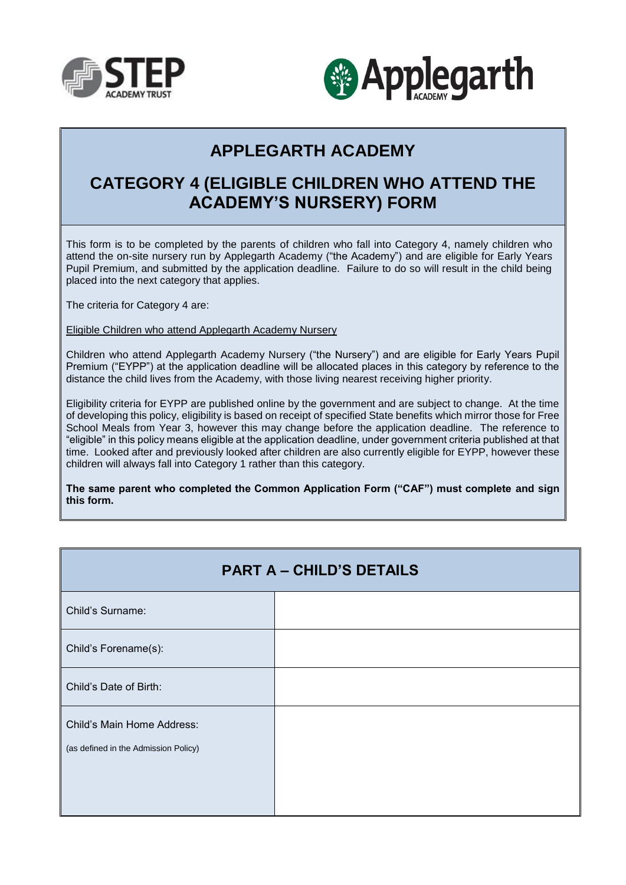# APPLEGARTH ACADEMY

## CATEGORY 4 (ELIGIBLE CHILDREN WHO ATTEND THE ACADEMY'S NURSERY) FORM

This form is to be completed by the parents of children who fall into Category 4, namely children who attend the on-site nursery run by Applegarth Academy ("the Academy") and are eligible for Early Years Pupil Premium, and submitted by the application deadline. Failure to do so will result in the child being placed into the next category that applies.

The criteria for Category 4 are:

Eligible Children who attend Applegarth Academy Nursery

Children who attend Applegarth Academy Nursery ("the Nursery") and are eligible for Early Years Pupil Premium ("EYPP") at the application deadline will be allocated places in this category by reference to the distance the child lives from the Academy, with those living nearest receiving higher priority.

Eligibility criteria for EYPP are published online by the government and are subject to change. At the time of developing this policy, eligibility is based on receipt of specified State benefits which mirror those for Free School Meals from Year 3, however this may change before the application deadline. The reference to "eligible" in this policy means eligible at the application deadline, under government criteria published at that time. Looked after and previously looked after children are also currently eligible for EYPP, however these children will always fall into Category 1 rather than this category.

**The same parent who completed the Common Application Form ("CAF") must complete and sign this form.**

| PART A – CHILD'S DETAILS | |
|---|---|
| Child's Surname: | |
| Child's Forename(s): | |
| Child's Date of Birth: | |
| Child's Main Home Address:<br>(as defined in the Admission Policy) | |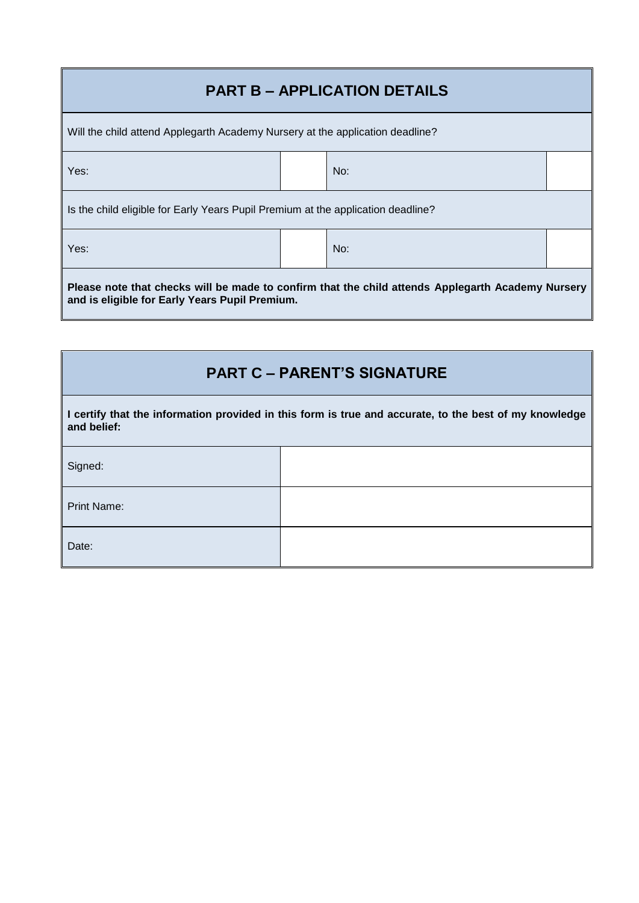## PART B – APPLICATION DETAILS

Will the child attend Applegarth Academy Nursery at the application deadline?

| | | | |
|---|---|---|---|
| Yes: | | No: | |

Is the child eligible for Early Years Pupil Premium at the application deadline?

| | | | |
|---|---|---|---|
| Yes: | | No: | |

**Please note that checks will be made to confirm that the child attends Applegarth Academy Nursery and is eligible for Early Years Pupil Premium.**

## PART C – PARENT'S SIGNATURE

**I certify that the information provided in this form is true and accurate, to the best of my knowledge and belief:**

| | |
|---|---|
| Signed: | |
| Print Name: | |
| Date: | |